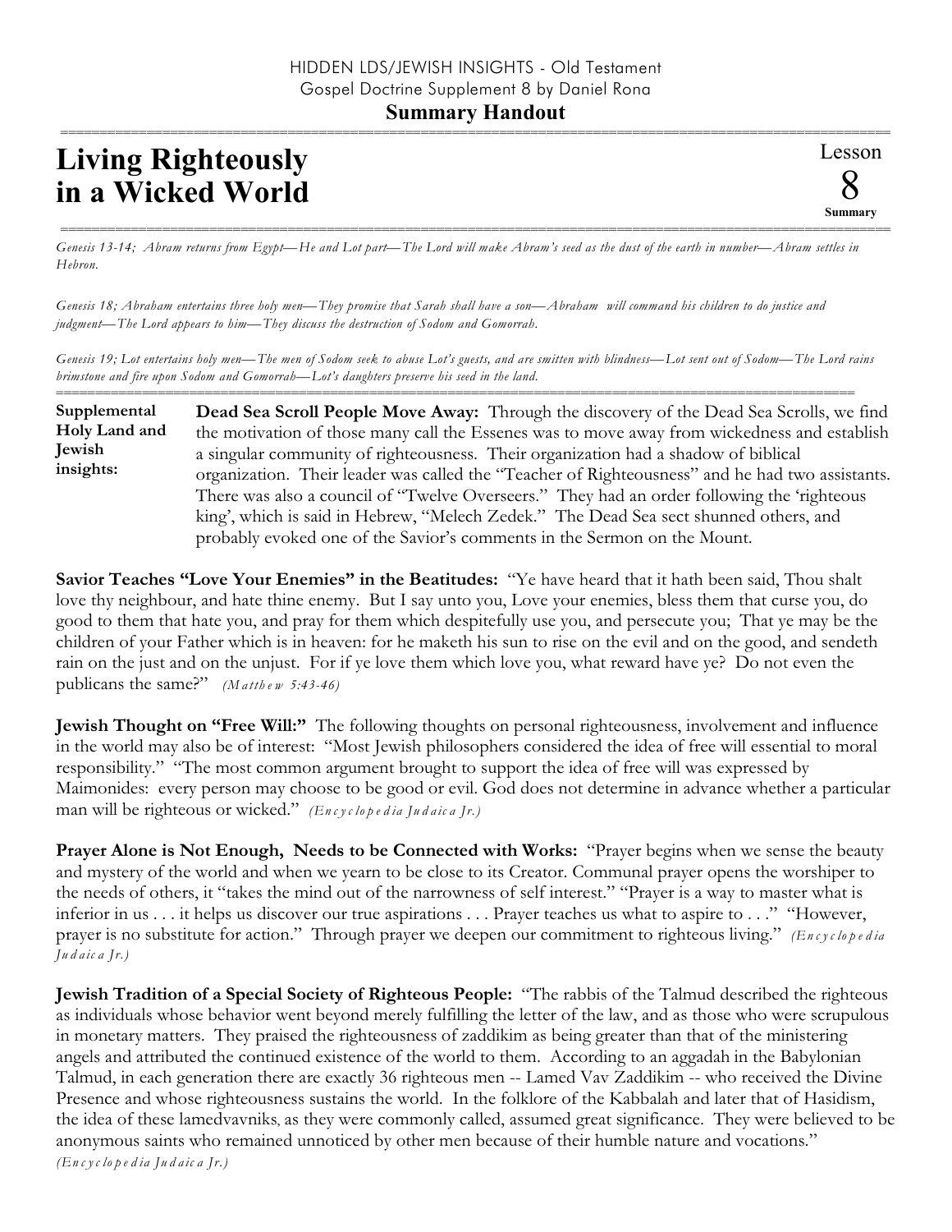HIDDEN LDS/JEWISH INSIGHTS - Old Testament
Gospel Doctrine Supplement 8 by Daniel Rona

**Summary Handout**

# Living Righteously in a Wicked World

Lesson 8 **Summary**

*Genesis 13-14; Abram returns from Egypt—He and Lot part—The Lord will make Abram's seed as the dust of the earth in number—Abram settles in Hebron.*

*Genesis 18; Abraham entertains three holy men—They promise that Sarah shall have a son—Abraham will command his children to do justice and judgment—The Lord appears to him—They discuss the destruction of Sodom and Gomorrah.*

*Genesis 19; Lot entertains holy men—The men of Sodom seek to abuse Lot's guests, and are smitten with blindness—Lot sent out of Sodom—The Lord rains brimstone and fire upon Sodom and Gomorrah—Lot's daughters preserve his seed in the land.*

**Supplemental Holy Land and Jewish insights:**

**Dead Sea Scroll People Move Away:** Through the discovery of the Dead Sea Scrolls, we find the motivation of those many call the Essenes was to move away from wickedness and establish a singular community of righteousness. Their organization had a shadow of biblical organization. Their leader was called the "Teacher of Righteousness" and he had two assistants. There was also a council of "Twelve Overseers." They had an order following the 'righteous king', which is said in Hebrew, "Melech Zedek." The Dead Sea sect shunned others, and probably evoked one of the Savior's comments in the Sermon on the Mount.

**Savior Teaches "Love Your Enemies" in the Beatitudes:** "Ye have heard that it hath been said, Thou shalt love thy neighbour, and hate thine enemy. But I say unto you, Love your enemies, bless them that curse you, do good to them that hate you, and pray for them which despitefully use you, and persecute you; That ye may be the children of your Father which is in heaven: for he maketh his sun to rise on the evil and on the good, and sendeth rain on the just and on the unjust. For if ye love them which love you, what reward have ye? Do not even the publicans the same?" *(Matthew 5:43-46)*

**Jewish Thought on "Free Will:"** The following thoughts on personal righteousness, involvement and influence in the world may also be of interest: "Most Jewish philosophers considered the idea of free will essential to moral responsibility." "The most common argument brought to support the idea of free will was expressed by Maimonides: every person may choose to be good or evil. God does not determine in advance whether a particular man will be righteous or wicked." *(Encyclopedia Judaica Jr.)*

**Prayer Alone is Not Enough, Needs to be Connected with Works:** "Prayer begins when we sense the beauty and mystery of the world and when we yearn to be close to its Creator. Communal prayer opens the worshiper to the needs of others, it "takes the mind out of the narrowness of self interest." "Prayer is a way to master what is inferior in us . . . it helps us discover our true aspirations . . . Prayer teaches us what to aspire to . . ." "However, prayer is no substitute for action." Through prayer we deepen our commitment to righteous living." *(Encyclopedia Judaica Jr.)*

**Jewish Tradition of a Special Society of Righteous People:** "The rabbis of the Talmud described the righteous as individuals whose behavior went beyond merely fulfilling the letter of the law, and as those who were scrupulous in monetary matters. They praised the righteousness of zaddikim as being greater than that of the ministering angels and attributed the continued existence of the world to them. According to an aggadah in the Babylonian Talmud, in each generation there are exactly 36 righteous men -- Lamed Vav Zaddikim -- who received the Divine Presence and whose righteousness sustains the world. In the folklore of the Kabbalah and later that of Hasidism, the idea of these lamedvavniks, as they were commonly called, assumed great significance. They were believed to be anonymous saints who remained unnoticed by other men because of their humble nature and vocations." *(Encyclopedia Judaica Jr.)*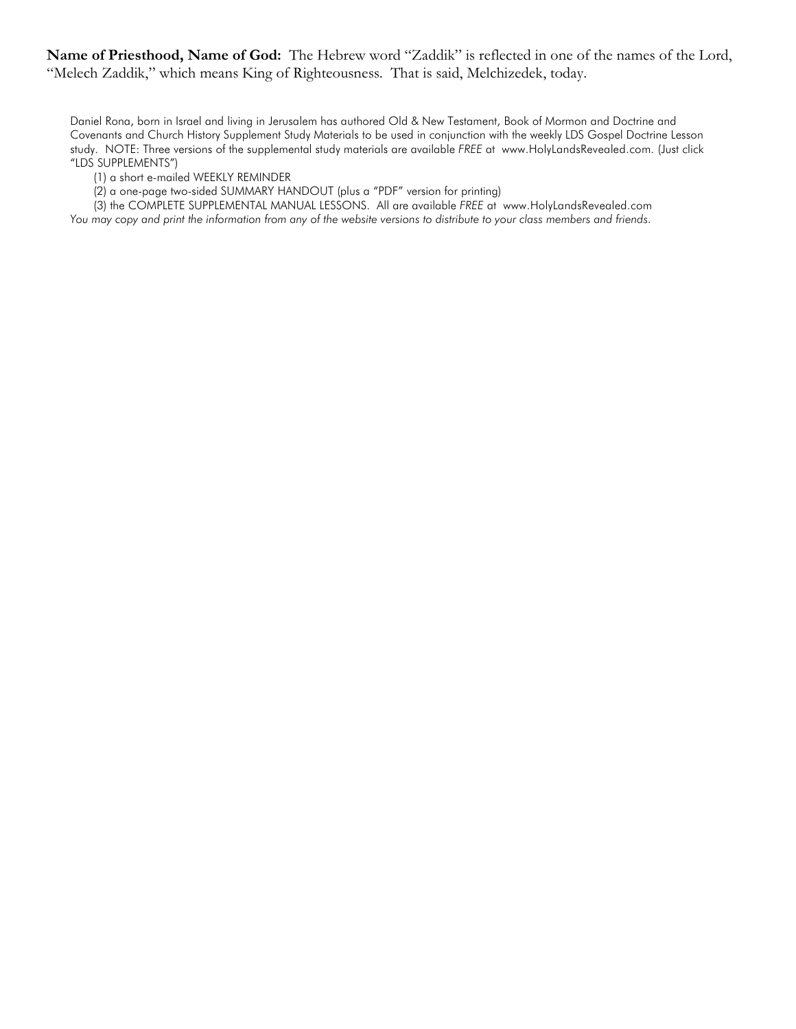**Name of Priesthood, Name of God:** The Hebrew word "Zaddik" is reflected in one of the names of the Lord, "Melech Zaddik," which means King of Righteousness. That is said, Melchizedek, today.

Daniel Rona, born in Israel and living in Jerusalem has authored Old & New Testament, Book of Mormon and Doctrine and Covenants and Church History Supplement Study Materials to be used in conjunction with the weekly LDS Gospel Doctrine Lesson study. NOTE: Three versions of the supplemental study materials are available *FREE* at www.HolyLandsRevealed.com. (Just click "LDS SUPPLEMENTS")

(1) a short e-mailed WEEKLY REMINDER

(2) a one-page two-sided SUMMARY HANDOUT (plus a "PDF" version for printing)

(3) the COMPLETE SUPPLEMENTAL MANUAL LESSONS. All are available *FREE* at www.HolyLandsRevealed.com

*You may copy and print the information from any of the website versions to distribute to your class members and friends.*